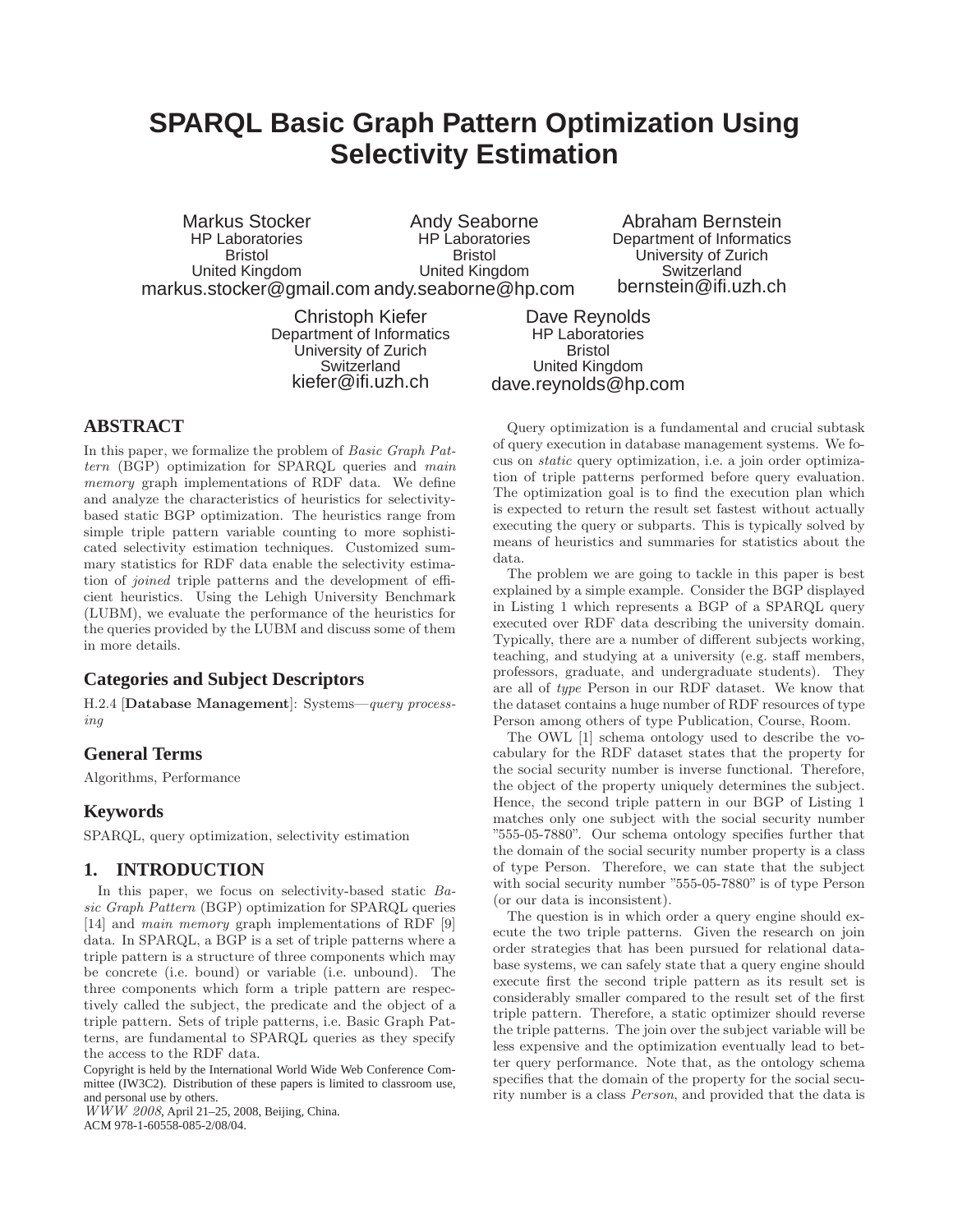# SPARQL Basic Graph Pattern Optimization Using Selectivity Estimation

Markus Stocker
HP Laboratories
Bristol
United Kingdom
markus.stocker@gmail.com

Andy Seaborne
HP Laboratories
Bristol
United Kingdom
andy.seaborne@hp.com

Abraham Bernstein
Department of Informatics
University of Zurich
Switzerland
bernstein@ifi.uzh.ch

Christoph Kiefer
Department of Informatics
University of Zurich
Switzerland
kiefer@ifi.uzh.ch

Dave Reynolds
HP Laboratories
Bristol
United Kingdom
dave.reynolds@hp.com

## ABSTRACT

In this paper, we formalize the problem of *Basic Graph Pattern* (BGP) optimization for SPARQL queries and *main memory* graph implementations of RDF data. We define and analyze the characteristics of heuristics for selectivity-based static BGP optimization. The heuristics range from simple triple pattern variable counting to more sophisticated selectivity estimation techniques. Customized summary statistics for RDF data enable the selectivity estimation of *joined* triple patterns and the development of efficient heuristics. Using the Lehigh University Benchmark (LUBM), we evaluate the performance of the heuristics for the queries provided by the LUBM and discuss some of them in more details.

## Categories and Subject Descriptors

H.2.4 [**Database Management**]: Systems—*query processing*

## General Terms

Algorithms, Performance

## Keywords

SPARQL, query optimization, selectivity estimation

## 1. INTRODUCTION

In this paper, we focus on selectivity-based static *Basic Graph Pattern* (BGP) optimization for SPARQL queries [14] and *main memory* graph implementations of RDF [9] data. In SPARQL, a BGP is a set of triple patterns where a triple pattern is a structure of three components which may be concrete (i.e. bound) or variable (i.e. unbound). The three components which form a triple pattern are respectively called the subject, the predicate and the object of a triple pattern. Sets of triple patterns, i.e. Basic Graph Patterns, are fundamental to SPARQL queries as they specify the access to the RDF data.

Copyright is held by the International World Wide Web Conference Committee (IW3C2). Distribution of these papers is limited to classroom use, and personal use by others.
*WWW 2008*, April 21–25, 2008, Beijing, China.
ACM 978-1-60558-085-2/08/04.

Query optimization is a fundamental and crucial subtask of query execution in database management systems. We focus on *static* query optimization, i.e. a join order optimization of triple patterns performed before query evaluation. The optimization goal is to find the execution plan which is expected to return the result set fastest without actually executing the query or subparts. This is typically solved by means of heuristics and summaries for statistics about the data.

The problem we are going to tackle in this paper is best explained by a simple example. Consider the BGP displayed in Listing 1 which represents a BGP of a SPARQL query executed over RDF data describing the university domain. Typically, there are a number of different subjects working, teaching, and studying at a university (e.g. staff members, professors, graduate, and undergraduate students). They are all of *type* Person in our RDF dataset. We know that the dataset contains a huge number of RDF resources of type Person among others of type Publication, Course, Room.

The OWL [1] schema ontology used to describe the vocabulary for the RDF dataset states that the property for the social security number is inverse functional. Therefore, the object of the property uniquely determines the subject. Hence, the second triple pattern in our BGP of Listing 1 matches only one subject with the social security number "555-05-7880". Our schema ontology specifies further that the domain of the social security number property is a class of type Person. Therefore, we can state that the subject with social security number "555-05-7880" is of type Person (or our data is inconsistent).

The question is in which order a query engine should execute the two triple patterns. Given the research on join order strategies that has been pursued for relational database systems, we can safely state that a query engine should execute first the second triple pattern as its result set is considerably smaller compared to the result set of the first triple pattern. Therefore, a static optimizer should reverse the triple patterns. The join over the subject variable will be less expensive and the optimization eventually lead to better query performance. Note that, as the ontology schema specifies that the domain of the property for the social security number is a class *Person*, and provided that the data is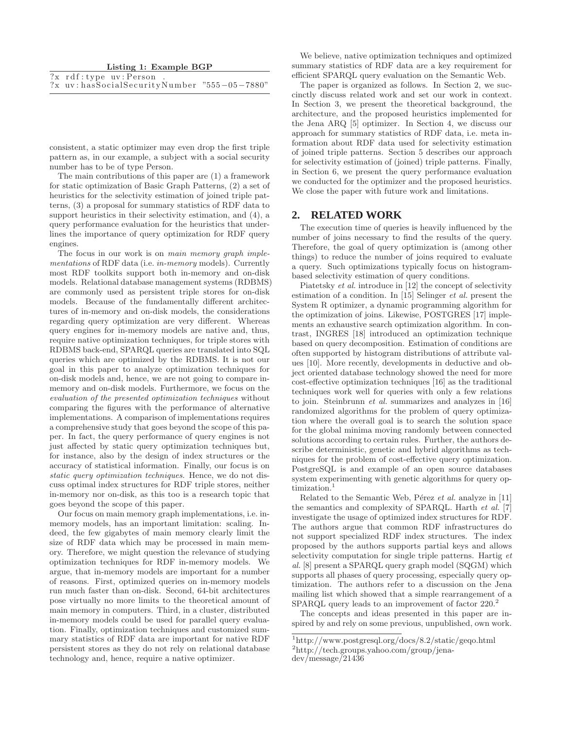**Listing 1: Example BGP**

```
?x rdf:type uv:Person .
?x uv:hasSocialSecurityNumber "555-05-7880"
```

consistent, a static optimizer may even drop the first triple pattern as, in our example, a subject with a social security number has to be of type Person.

The main contributions of this paper are (1) a framework for static optimization of Basic Graph Patterns, (2) a set of heuristics for the selectivity estimation of joined triple patterns, (3) a proposal for summary statistics of RDF data to support heuristics in their selectivity estimation, and (4), a query performance evaluation for the heuristics that underlines the importance of query optimization for RDF query engines.

The focus in our work is on *main memory graph implementations* of RDF data (i.e. *in-memory* models). Currently most RDF toolkits support both in-memory and on-disk models. Relational database management systems (RDBMS) are commonly used as persistent triple stores for on-disk models. Because of the fundamentally different architectures of in-memory and on-disk models, the considerations regarding query optimization are very different. Whereas query engines for in-memory models are native and, thus, require native optimization techniques, for triple stores with RDBMS back-end, SPARQL queries are translated into SQL queries which are optimized by the RDBMS. It is not our goal in this paper to analyze optimization techniques for on-disk models and, hence, we are not going to compare in-memory and on-disk models. Furthermore, we focus on the *evaluation of the presented optimization techniques* without comparing the figures with the performance of alternative implementations. A comparison of implementations requires a comprehensive study that goes beyond the scope of this paper. In fact, the query performance of query engines is not just affected by static query optimization techniques but, for instance, also by the design of index structures or the accuracy of statistical information. Finally, our focus is on *static query optimization techniques*. Hence, we do not discuss optimal index structures for RDF triple stores, neither in-memory nor on-disk, as this too is a research topic that goes beyond the scope of this paper.

Our focus on main memory graph implementations, i.e. in-memory models, has an important limitation: scaling. Indeed, the few gigabytes of main memory clearly limit the size of RDF data which may be processed in main memory. Therefore, we might question the relevance of studying optimization techniques for RDF in-memory models. We argue, that in-memory models are important for a number of reasons. First, optimized queries on in-memory models run much faster than on-disk. Second, 64-bit architectures pose virtually no more limits to the theoretical amount of main memory in computers. Third, in a cluster, distributed in-memory models could be used for parallel query evaluation. Finally, optimization techniques and customized summary statistics of RDF data are important for native RDF persistent stores as they do not rely on relational database technology and, hence, require a native optimizer.

We believe, native optimization techniques and optimized summary statistics of RDF data are a key requirement for efficient SPARQL query evaluation on the Semantic Web.

The paper is organized as follows. In Section 2, we succinctly discuss related work and set our work in context. In Section 3, we present the theoretical background, the architecture, and the proposed heuristics implemented for the Jena ARQ [5] optimizer. In Section 4, we discuss our approach for summary statistics of RDF data, i.e. meta information about RDF data used for selectivity estimation of joined triple patterns. Section 5 describes our approach for selectivity estimation of (joined) triple patterns. Finally, in Section 6, we present the query performance evaluation we conducted for the optimizer and the proposed heuristics. We close the paper with future work and limitations.

## 2. RELATED WORK

The execution time of queries is heavily influenced by the number of joins necessary to find the results of the query. Therefore, the goal of query optimization is (among other things) to reduce the number of joins required to evaluate a query. Such optimizations typically focus on histogram-based selectivity estimation of query conditions.

Piatetsky *et al.* introduce in [12] the concept of selectivity estimation of a condition. In [15] Selinger *et al.* present the System R optimizer, a dynamic programming algorithm for the optimization of joins. Likewise, POSTGRES [17] implements an exhaustive search optimization algorithm. In contrast, INGRES [18] introduced an optimization technique based on query decomposition. Estimation of conditions are often supported by histogram distributions of attribute values [10]. More recently, developments in deductive and object oriented database technology showed the need for more cost-effective optimization techniques [16] as the traditional techniques work well for queries with only a few relations to join. Steinbrunn *et al.* summarizes and analyzes in [16] randomized algorithms for the problem of query optimization where the overall goal is to search the solution space for the global minima moving randomly between connected solutions according to certain rules. Further, the authors describe deterministic, genetic and hybrid algorithms as techniques for the problem of cost-effective query optimization. PostgreSQL is and example of an open source databases system experimenting with genetic algorithms for query optimization.[1]

Related to the Semantic Web, Pérez *et al.* analyze in [11] the semantics and complexity of SPARQL. Harth *et al.* [7] investigate the usage of optimized index structures for RDF. The authors argue that common RDF infrastructures do not support specialized RDF index structures. The index proposed by the authors supports partial keys and allows selectivity computation for single triple patterns. Hartig *et al.* [8] present a SPARQL query graph model (SQGM) which supports all phases of query processing, especially query optimization. The authors refer to a discussion on the Jena mailing list which showed that a simple rearrangement of a SPARQL query leads to an improvement of factor 220.[2]

The concepts and ideas presented in this paper are inspired by and rely on some previous, unpublished, own work.

[1] http://www.postgresql.org/docs/8.2/static/geqo.html
[2] http://tech.groups.yahoo.com/group/jena-dev/message/21436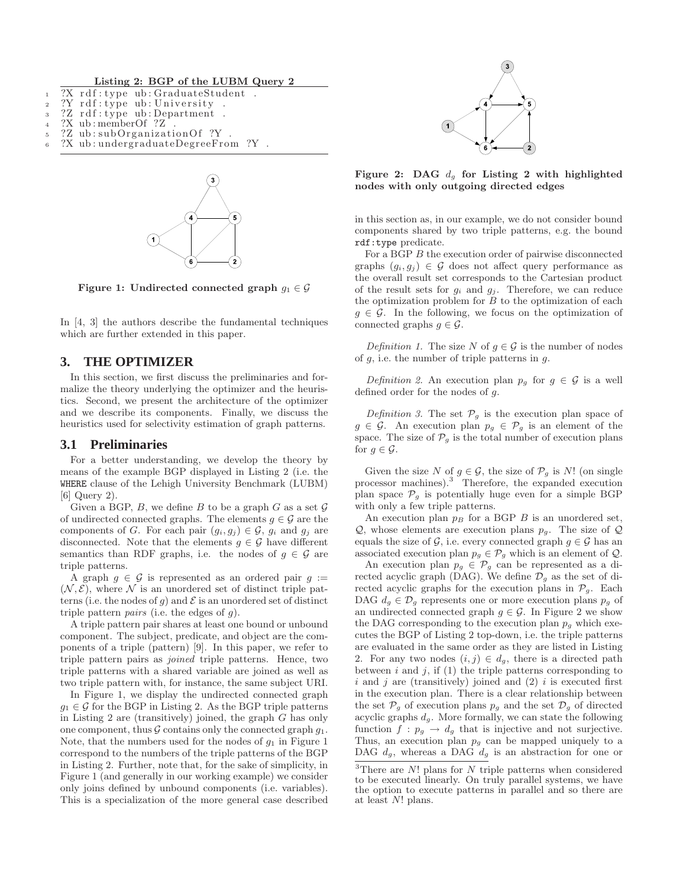**Listing 2: BGP of the LUBM Query 2**

```
1  ?X rdf:type ub:GraduateStudent .
2  ?Y rdf:type ub:University .
3  ?Z rdf:type ub:Department .
4  ?X ub:memberOf ?Z .
5  ?Z ub:subOrganizationOf ?Y .
6  ?X ub:undergraduateDegreeFrom ?Y .
```

**Figure 1: Undirected connected graph $g_1 \in \mathcal{G}$**

In [4, 3] the authors describe the fundamental techniques which are further extended in this paper.

## 3. THE OPTIMIZER

In this section, we first discuss the preliminaries and formalize the theory underlying the optimizer and the heuristics. Second, we present the architecture of the optimizer and we describe its components. Finally, we discuss the heuristics used for selectivity estimation of graph patterns.

### 3.1 Preliminaries

For a better understanding, we develop the theory by means of the example BGP displayed in Listing 2 (i.e. the WHERE clause of the Lehigh University Benchmark (LUBM) [6] Query 2).

Given a BGP, $B$, we define $B$ to be a graph $G$ as a set $\mathcal{G}$ of undirected connected graphs. The elements $g \in \mathcal{G}$ are the components of $G$. For each pair $(g_i, g_j) \in \mathcal{G}$, $g_i$ and $g_j$ are disconnected. Note that the elements $g \in \mathcal{G}$ have different semantics than RDF graphs, i.e. the nodes of $g \in \mathcal{G}$ are triple patterns.

A graph $g \in \mathcal{G}$ is represented as an ordered pair $g := (\mathcal{N}, \mathcal{E})$, where $\mathcal{N}$ is an unordered set of distinct triple patterns (i.e. the nodes of $g$) and $\mathcal{E}$ is an unordered set of distinct triple pattern *pairs* (i.e. the edges of $g$).

A triple pattern pair shares at least one bound or unbound component. The subject, predicate, and object are the components of a triple (pattern) [9]. In this paper, we refer to triple pattern pairs as *joined* triple patterns. Hence, two triple patterns with a shared variable are joined as well as two triple pattern with, for instance, the same subject URI.

In Figure 1, we display the undirected connected graph $g_1 \in \mathcal{G}$ for the BGP in Listing 2. As the BGP triple patterns in Listing 2 are (transitively) joined, the graph $G$ has only one component, thus $\mathcal{G}$ contains only the connected graph $g_1$. Note, that the numbers used for the nodes of $g_1$ in Figure 1 correspond to the numbers of the triple patterns of the BGP in Listing 2. Further, note that, for the sake of simplicity, in Figure 1 (and generally in our working example) we consider only joins defined by unbound components (i.e. variables). This is a specialization of the more general case described in this section as, in our example, we do not consider bound components shared by two triple patterns, e.g. the bound rdf:type predicate.

**Figure 2: DAG $d_g$ for Listing 2 with highlighted nodes with only outgoing directed edges**

For a BGP $B$ the execution order of pairwise disconnected graphs $(g_i, g_j) \in \mathcal{G}$ does not affect query performance as the overall result set corresponds to the Cartesian product of the result sets for $g_i$ and $g_j$. Therefore, we can reduce the optimization problem for $B$ to the optimization of each $g \in \mathcal{G}$. In the following, we focus on the optimization of connected graphs $g \in \mathcal{G}$.

*Definition 1.* The size $N$ of $g \in \mathcal{G}$ is the number of nodes of $g$, i.e. the number of triple patterns in $g$.

*Definition 2.* An execution plan $p_g$ for $g \in \mathcal{G}$ is a well defined order for the nodes of $g$.

*Definition 3.* The set $\mathcal{P}_g$ is the execution plan space of $g \in \mathcal{G}$. An execution plan $p_g \in \mathcal{P}_g$ is an element of the space. The size of $\mathcal{P}_g$ is the total number of execution plans for $g \in \mathcal{G}$.

Given the size $N$ of $g \in \mathcal{G}$, the size of $\mathcal{P}_g$ is $N!$ (on single processor machines).[3] Therefore, the expanded execution plan space $\mathcal{P}_g$ is potentially huge even for a simple BGP with only a few triple patterns.

An execution plan $p_B$ for a BGP $B$ is an unordered set, $\mathcal{Q}$, whose elements are execution plans $p_g$. The size of $\mathcal{Q}$ equals the size of $\mathcal{G}$, i.e. every connected graph $g \in \mathcal{G}$ has an associated execution plan $p_g \in \mathcal{P}_g$ which is an element of $\mathcal{Q}$.

An execution plan $p_g \in \mathcal{P}_g$ can be represented as a directed acyclic graph (DAG). We define $\mathcal{D}_g$ as the set of directed acyclic graphs for the execution plans in $\mathcal{P}_g$. Each DAG $d_g \in \mathcal{D}_g$ represents one or more execution plans $p_g$ of an undirected connected graph $g \in \mathcal{G}$. In Figure 2 we show the DAG corresponding to the execution plan $p_g$ which executes the BGP of Listing 2 top-down, i.e. the triple patterns are evaluated in the same order as they are listed in Listing 2. For any two nodes $(i, j) \in d_g$, there is a directed path between $i$ and $j$, if (1) the triple patterns corresponding to $i$ and $j$ are (transitively) joined and (2) $i$ is executed first in the execution plan. There is a clear relationship between the set $\mathcal{P}_g$ of execution plans $p_g$ and the set $\mathcal{D}_g$ of directed acyclic graphs $d_g$. More formally, we can state the following function $f : p_g \to d_g$ that is injective and not surjective. Thus, an execution plan $p_g$ can be mapped uniquely to a DAG $d_g$, whereas a DAG $d_g$ is an abstraction for one or

[3]There are $N!$ plans for $N$ triple patterns when considered to be executed linearly. On truly parallel systems, we have the option to execute patterns in parallel and so there are at least $N!$ plans.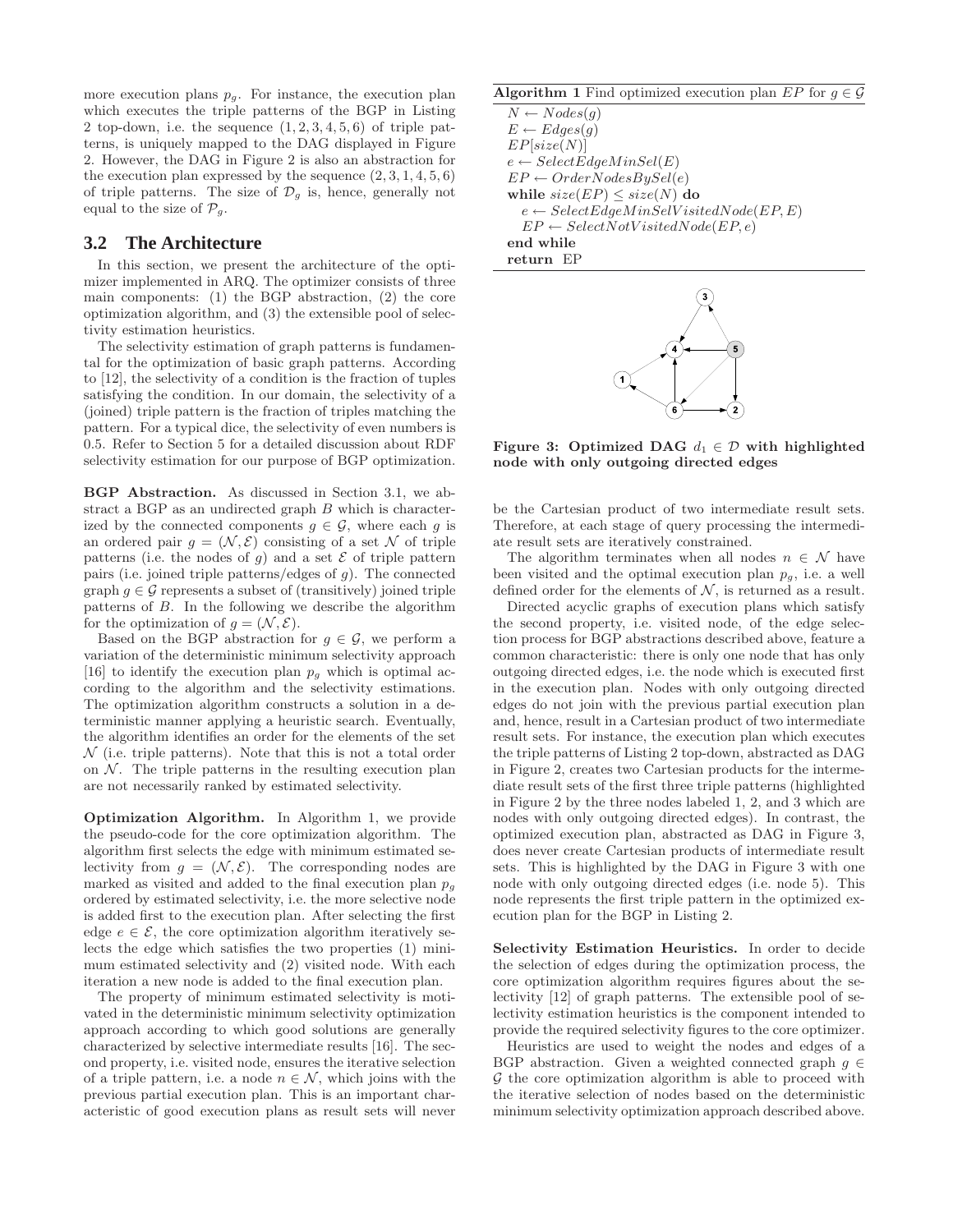more execution plans $p_g$. For instance, the execution plan which executes the triple patterns of the BGP in Listing 2 top-down, i.e. the sequence $(1, 2, 3, 4, 5, 6)$ of triple patterns, is uniquely mapped to the DAG displayed in Figure 2. However, the DAG in Figure 2 is also an abstraction for the execution plan expressed by the sequence $(2, 3, 1, 4, 5, 6)$ of triple patterns. The size of $\mathcal{D}_g$ is, hence, generally not equal to the size of $\mathcal{P}_g$.

## 3.2 The Architecture

In this section, we present the architecture of the optimizer implemented in ARQ. The optimizer consists of three main components: (1) the BGP abstraction, (2) the core optimization algorithm, and (3) the extensible pool of selectivity estimation heuristics.

The selectivity estimation of graph patterns is fundamental for the optimization of basic graph patterns. According to [12], the selectivity of a condition is the fraction of tuples satisfying the condition. In our domain, the selectivity of a (joined) triple pattern is the fraction of triples matching the pattern. For a typical dice, the selectivity of even numbers is 0.5. Refer to Section 5 for a detailed discussion about RDF selectivity estimation for our purpose of BGP optimization.

**BGP Abstraction.** As discussed in Section 3.1, we abstract a BGP as an undirected graph $B$ which is characterized by the connected components $g \in \mathcal{G}$, where each $g$ is an ordered pair $g = (\mathcal{N}, \mathcal{E})$ consisting of a set $\mathcal{N}$ of triple patterns (i.e. the nodes of $g$) and a set $\mathcal{E}$ of triple pattern pairs (i.e. joined triple patterns/edges of $g$). The connected graph $g \in \mathcal{G}$ represents a subset of (transitively) joined triple patterns of $B$. In the following we describe the algorithm for the optimization of $g = (\mathcal{N}, \mathcal{E})$.

Based on the BGP abstraction for $g \in \mathcal{G}$, we perform a variation of the deterministic minimum selectivity approach [16] to identify the execution plan $p_g$ which is optimal according to the algorithm and the selectivity estimations. The optimization algorithm constructs a solution in a deterministic manner applying a heuristic search. Eventually, the algorithm identifies an order for the elements of the set $\mathcal{N}$ (i.e. triple patterns). Note that this is not a total order on $\mathcal{N}$. The triple patterns in the resulting execution plan are not necessarily ranked by estimated selectivity.

**Optimization Algorithm.** In Algorithm 1, we provide the pseudo-code for the core optimization algorithm. The algorithm first selects the edge with minimum estimated selectivity from $g = (\mathcal{N}, \mathcal{E})$. The corresponding nodes are marked as visited and added to the final execution plan $p_g$ ordered by estimated selectivity, i.e. the more selective node is added first to the execution plan. After selecting the first edge $e \in \mathcal{E}$, the core optimization algorithm iteratively selects the edge which satisfies the two properties (1) minimum estimated selectivity and (2) visited node. With each iteration a new node is added to the final execution plan.

The property of minimum estimated selectivity is motivated in the deterministic minimum selectivity optimization approach according to which good solutions are generally characterized by selective intermediate results [16]. The second property, i.e. visited node, ensures the iterative selection of a triple pattern, i.e. a node $n \in \mathcal{N}$, which joins with the previous partial execution plan. This is an important characteristic of good execution plans as result sets will never

**Algorithm 1** Find optimized execution plan $EP$ for $g \in \mathcal{G}$

```
N ← Nodes(g)
E ← Edges(g)
EP[size(N)]
e ← SelectEdgeMinSel(E)
EP ← OrderNodesBySel(e)
while size(EP) ≤ size(N) do
  e ← SelectEdgeMinSelVisitedNode(EP, E)
  EP ← SelectNotVisitedNode(EP, e)
end while
return EP
```

**Figure 3: Optimized DAG $d_1 \in \mathcal{D}$ with highlighted node with only outgoing directed edges**

be the Cartesian product of two intermediate result sets. Therefore, at each stage of query processing the intermediate result sets are iteratively constrained.

The algorithm terminates when all nodes $n \in \mathcal{N}$ have been visited and the optimal execution plan $p_g$, i.e. a well defined order for the elements of $\mathcal{N}$, is returned as a result.

Directed acyclic graphs of execution plans which satisfy the second property, i.e. visited node, of the edge selection process for BGP abstractions described above, feature a common characteristic: there is only one node that has only outgoing directed edges, i.e. the node which is executed first in the execution plan. Nodes with only outgoing directed edges do not join with the previous partial execution plan and, hence, result in a Cartesian product of two intermediate result sets. For instance, the execution plan which executes the triple patterns of Listing 2 top-down, abstracted as DAG in Figure 2, creates two Cartesian products for the intermediate result sets of the first three triple patterns (highlighted in Figure 2 by the three nodes labeled 1, 2, and 3 which are nodes with only outgoing directed edges). In contrast, the optimized execution plan, abstracted as DAG in Figure 3, does never create Cartesian products of intermediate result sets. This is highlighted by the DAG in Figure 3 with one node with only outgoing directed edges (i.e. node 5). This node represents the first triple pattern in the optimized execution plan for the BGP in Listing 2.

**Selectivity Estimation Heuristics.** In order to decide the selection of edges during the optimization process, the core optimization algorithm requires figures about the selectivity [12] of graph patterns. The extensible pool of selectivity estimation heuristics is the component intended to provide the required selectivity figures to the core optimizer.

Heuristics are used to weight the nodes and edges of a BGP abstraction. Given a weighted connected graph $g \in \mathcal{G}$ the core optimization algorithm is able to proceed with the iterative selection of nodes based on the deterministic minimum selectivity optimization approach described above.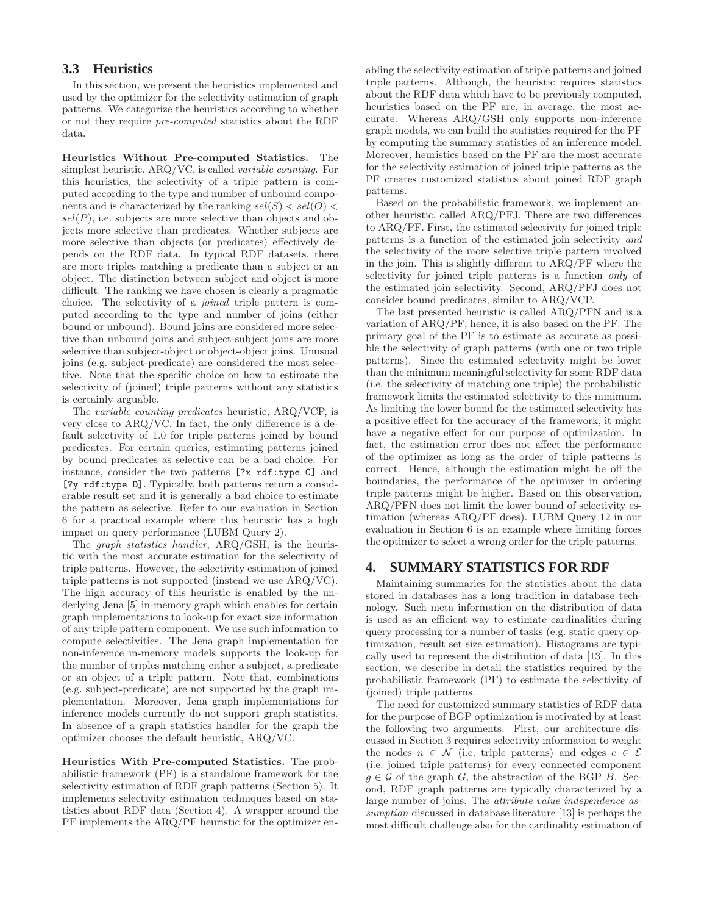## 3.3 Heuristics

In this section, we present the heuristics implemented and used by the optimizer for the selectivity estimation of graph patterns. We categorize the heuristics according to whether or not they require *pre-computed* statistics about the RDF data.

**Heuristics Without Pre-computed Statistics.** The simplest heuristic, ARQ/VC, is called *variable counting*. For this heuristics, the selectivity of a triple pattern is computed according to the type and number of unbound components and is characterized by the ranking $sel(S) < sel(O) < sel(P)$, i.e. subjects are more selective than objects and objects more selective than predicates. Whether subjects are more selective than objects (or predicates) effectively depends on the RDF data. In typical RDF datasets, there are more triples matching a predicate than a subject or an object. The distinction between subject and object is more difficult. The ranking we have chosen is clearly a pragmatic choice. The selectivity of a *joined* triple pattern is computed according to the type and number of joins (either bound or unbound). Bound joins are considered more selective than unbound joins and subject-subject joins are more selective than subject-object or object-object joins. Unusual joins (e.g. subject-predicate) are considered the most selective. Note that the specific choice on how to estimate the selectivity of (joined) triple patterns without any statistics is certainly arguable.

The *variable counting predicates* heuristic, ARQ/VCP, is very close to ARQ/VC. In fact, the only difference is a default selectivity of 1.0 for triple patterns joined by bound predicates. For certain queries, estimating patterns joined by bound predicates as selective can be a bad choice. For instance, consider the two patterns `[?x rdf:type C]` and `[?y rdf:type D]`. Typically, both patterns return a considerable result set and it is generally a bad choice to estimate the pattern as selective. Refer to our evaluation in Section 6 for a practical example where this heuristic has a high impact on query performance (LUBM Query 2).

The *graph statistics handler*, ARQ/GSH, is the heuristic with the most accurate estimation for the selectivity of triple patterns. However, the selectivity estimation of joined triple patterns is not supported (instead we use ARQ/VC). The high accuracy of this heuristic is enabled by the underlying Jena [5] in-memory graph which enables for certain graph implementations to look-up for exact size information of any triple pattern component. We use such information to compute selectivities. The Jena graph implementation for non-inference in-memory models supports the look-up for the number of triples matching either a subject, a predicate or an object of a triple pattern. Note that, combinations (e.g. subject-predicate) are not supported by the graph implementation. Moreover, Jena graph implementations for inference models currently do not support graph statistics. In absence of a graph statistics handler for the graph the optimizer chooses the default heuristic, ARQ/VC.

**Heuristics With Pre-computed Statistics.** The probabilistic framework (PF) is a standalone framework for the selectivity estimation of RDF graph patterns (Section 5). It implements selectivity estimation techniques based on statistics about RDF data (Section 4). A wrapper around the PF implements the ARQ/PF heuristic for the optimizer enabling the selectivity estimation of triple patterns and joined triple patterns. Although, the heuristic requires statistics about the RDF data which have to be previously computed, heuristics based on the PF are, in average, the most accurate. Whereas ARQ/GSH only supports non-inference graph models, we can build the statistics required for the PF by computing the summary statistics of an inference model. Moreover, heuristics based on the PF are the most accurate for the selectivity estimation of joined triple patterns as the PF creates customized statistics about joined RDF graph patterns.

Based on the probabilistic framework, we implement another heuristic, called ARQ/PFJ. There are two differences to ARQ/PF. First, the estimated selectivity for joined triple patterns is a function of the estimated join selectivity *and* the selectivity of the more selective triple pattern involved in the join. This is slightly different to ARQ/PF where the selectivity for joined triple patterns is a function *only* of the estimated join selectivity. Second, ARQ/PFJ does not consider bound predicates, similar to ARQ/VCP.

The last presented heuristic is called ARQ/PFN and is a variation of ARQ/PF, hence, it is also based on the PF. The primary goal of the PF is to estimate as accurate as possible the selectivity of graph patterns (with one or two triple patterns). Since the estimated selectivity might be lower than the minimum meaningful selectivity for some RDF data (i.e. the selectivity of matching one triple) the probabilistic framework limits the estimated selectivity to this minimum. As limiting the lower bound for the estimated selectivity has a positive effect for the accuracy of the framework, it might have a negative effect for our purpose of optimization. In fact, the estimation error does not affect the performance of the optimizer as long as the order of triple patterns is correct. Hence, although the estimation might be off the boundaries, the performance of the optimizer in ordering triple patterns might be higher. Based on this observation, ARQ/PFN does not limit the lower bound of selectivity estimation (whereas ARQ/PF does). LUBM Query 12 in our evaluation in Section 6 is an example where limiting forces the optimizer to select a wrong order for the triple patterns.

# 4. SUMMARY STATISTICS FOR RDF

Maintaining summaries for the statistics about the data stored in databases has a long tradition in database technology. Such meta information on the distribution of data is used as an efficient way to estimate cardinalities during query processing for a number of tasks (e.g. static query optimization, result set size estimation). Histograms are typically used to represent the distribution of data [13]. In this section, we describe in detail the statistics required by the probabilistic framework (PF) to estimate the selectivity of (joined) triple patterns.

The need for customized summary statistics of RDF data for the purpose of BGP optimization is motivated by at least the following two arguments. First, our architecture discussed in Section 3 requires selectivity information to weight the nodes $n \in \mathcal{N}$ (i.e. triple patterns) and edges $e \in \mathcal{E}$ (i.e. joined triple patterns) for every connected component $g \in \mathcal{G}$ of the graph $G$, the abstraction of the BGP $B$. Second, RDF graph patterns are typically characterized by a large number of joins. The *attribute value independence assumption* discussed in database literature [13] is perhaps the most difficult challenge also for the cardinality estimation of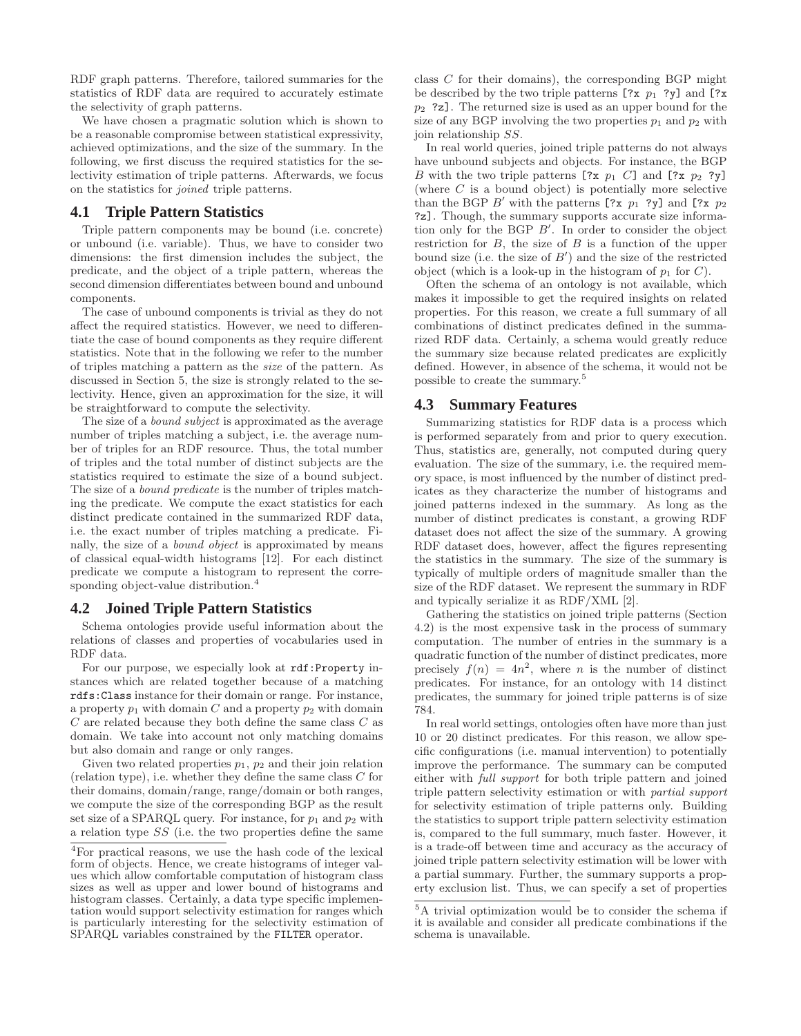RDF graph patterns. Therefore, tailored summaries for the statistics of RDF data are required to accurately estimate the selectivity of graph patterns.

We have chosen a pragmatic solution which is shown to be a reasonable compromise between statistical expressivity, achieved optimizations, and the size of the summary. In the following, we first discuss the required statistics for the selectivity estimation of triple patterns. Afterwards, we focus on the statistics for *joined* triple patterns.

## 4.1 Triple Pattern Statistics

Triple pattern components may be bound (i.e. concrete) or unbound (i.e. variable). Thus, we have to consider two dimensions: the first dimension includes the subject, the predicate, and the object of a triple pattern, whereas the second dimension differentiates between bound and unbound components.

The case of unbound components is trivial as they do not affect the required statistics. However, we need to differentiate the case of bound components as they require different statistics. Note that in the following we refer to the number of triples matching a pattern as the *size* of the pattern. As discussed in Section 5, the size is strongly related to the selectivity. Hence, given an approximation for the size, it will be straightforward to compute the selectivity.

The size of a *bound subject* is approximated as the average number of triples matching a subject, i.e. the average number of triples for an RDF resource. Thus, the total number of triples and the total number of distinct subjects are the statistics required to estimate the size of a bound subject. The size of a *bound predicate* is the number of triples matching the predicate. We compute the exact statistics for each distinct predicate contained in the summarized RDF data, i.e. the exact number of triples matching a predicate. Finally, the size of a *bound object* is approximated by means of classical equal-width histograms [12]. For each distinct predicate we compute a histogram to represent the corresponding object-value distribution.[4]

## 4.2 Joined Triple Pattern Statistics

Schema ontologies provide useful information about the relations of classes and properties of vocabularies used in RDF data.

For our purpose, we especially look at `rdf:Property` instances which are related together because of a matching `rdfs:Class` instance for their domain or range. For instance, a property $p_1$ with domain $C$ and a property $p_2$ with domain $C$ are related because they both define the same class $C$ as domain. We take into account not only matching domains but also domain and range or only ranges.

Given two related properties $p_1$, $p_2$ and their join relation (relation type), i.e. whether they define the same class $C$ for their domains, domain/range, range/domain or both ranges, we compute the size of the corresponding BGP as the result set size of a SPARQL query. For instance, for $p_1$ and $p_2$ with a relation type $SS$ (i.e. the two properties define the same class $C$ for their domains), the corresponding BGP might be described by the two triple patterns `[?x` $p_1$ `?y]` and `[?x` $p_2$ `?z]`. The returned size is used as an upper bound for the size of any BGP involving the two properties $p_1$ and $p_2$ with join relationship $SS$.

In real world queries, joined triple patterns do not always have unbound subjects and objects. For instance, the BGP $B$ with the two triple patterns `[?x` $p_1$ $C$`]` and `[?x` $p_2$ `?y]` (where $C$ is a bound object) is potentially more selective than the BGP $B'$ with the patterns `[?x` $p_1$ `?y]` and `[?x` $p_2$ `?z]`. Though, the summary supports accurate size information only for the BGP $B'$. In order to consider the object restriction for $B$, the size of $B$ is a function of the upper bound size (i.e. the size of $B'$) and the size of the restricted object (which is a look-up in the histogram of $p_1$ for $C$).

Often the schema of an ontology is not available, which makes it impossible to get the required insights on related properties. For this reason, we create a full summary of all combinations of distinct predicates defined in the summarized RDF data. Certainly, a schema would greatly reduce the summary size because related predicates are explicitly defined. However, in absence of the schema, it would not be possible to create the summary.[5]

## 4.3 Summary Features

Summarizing statistics for RDF data is a process which is performed separately from and prior to query execution. Thus, statistics are, generally, not computed during query evaluation. The size of the summary, i.e. the required memory space, is most influenced by the number of distinct predicates as they characterize the number of histograms and joined patterns indexed in the summary. As long as the number of distinct predicates is constant, a growing RDF dataset does not affect the size of the summary. A growing RDF dataset does, however, affect the figures representing the statistics in the summary. The size of the summary is typically of multiple orders of magnitude smaller than the size of the RDF dataset. We represent the summary in RDF and typically serialize it as RDF/XML [2].

Gathering the statistics on joined triple patterns (Section 4.2) is the most expensive task in the process of summary computation. The number of entries in the summary is a quadratic function of the number of distinct predicates, more precisely $f(n) = 4n^2$, where $n$ is the number of distinct predicates. For instance, for an ontology with 14 distinct predicates, the summary for joined triple patterns is of size 784.

In real world settings, ontologies often have more than just 10 or 20 distinct predicates. For this reason, we allow specific configurations (i.e. manual intervention) to potentially improve the performance. The summary can be computed either with *full support* for both triple pattern and joined triple pattern selectivity estimation or with *partial support* for selectivity estimation of triple patterns only. Building the statistics to support triple pattern selectivity estimation is, compared to the full summary, much faster. However, it is a trade-off between time and accuracy as the accuracy of joined triple pattern selectivity estimation will be lower with a partial summary. Further, the summary supports a property exclusion list. Thus, we can specify a set of properties

[4] For practical reasons, we use the hash code of the lexical form of objects. Hence, we create histograms of integer values which allow comfortable computation of histogram class sizes as well as upper and lower bound of histograms and histogram classes. Certainly, a data type specific implementation would support selectivity estimation for ranges which is particularly interesting for the selectivity estimation of SPARQL variables constrained by the `FILTER` operator.

[5] A trivial optimization would be to consider the schema if it is available and consider all predicate combinations if the schema is unavailable.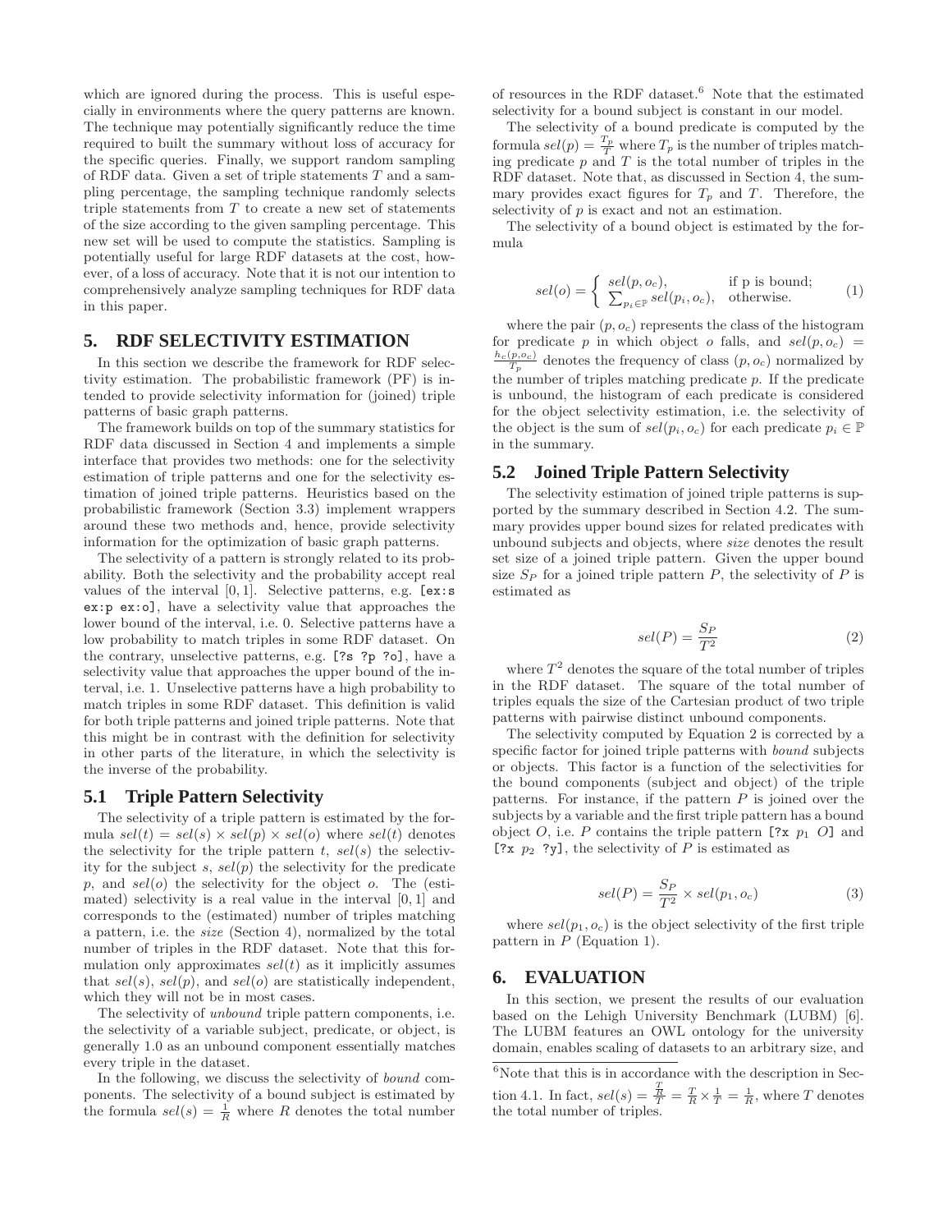which are ignored during the process. This is useful especially in environments where the query patterns are known. The technique may potentially significantly reduce the time required to built the summary without loss of accuracy for the specific queries. Finally, we support random sampling of RDF data. Given a set of triple statements $T$ and a sampling percentage, the sampling technique randomly selects triple statements from $T$ to create a new set of statements of the size according to the given sampling percentage. This new set will be used to compute the statistics. Sampling is potentially useful for large RDF datasets at the cost, however, of a loss of accuracy. Note that it is not our intention to comprehensively analyze sampling techniques for RDF data in this paper.

## 5. RDF SELECTIVITY ESTIMATION

In this section we describe the framework for RDF selectivity estimation. The probabilistic framework (PF) is intended to provide selectivity information for (joined) triple patterns of basic graph patterns.

The framework builds on top of the summary statistics for RDF data discussed in Section 4 and implements a simple interface that provides two methods: one for the selectivity estimation of triple patterns and one for the selectivity estimation of joined triple patterns. Heuristics based on the probabilistic framework (Section 3.3) implement wrappers around these two methods and, hence, provide selectivity information for the optimization of basic graph patterns.

The selectivity of a pattern is strongly related to its probability. Both the selectivity and the probability accept real values of the interval $[0, 1]$. Selective patterns, e.g. `[ex:s ex:p ex:o]`, have a selectivity value that approaches the lower bound of the interval, i.e. 0. Selective patterns have a low probability to match triples in some RDF dataset. On the contrary, unselective patterns, e.g. `[?s ?p ?o]`, have a selectivity value that approaches the upper bound of the interval, i.e. 1. Unselective patterns have a high probability to match triples in some RDF dataset. This definition is valid for both triple patterns and joined triple patterns. Note that this might be in contrast with the definition for selectivity in other parts of the literature, in which the selectivity is the inverse of the probability.

### 5.1 Triple Pattern Selectivity

The selectivity of a triple pattern is estimated by the formula $sel(t) = sel(s) \times sel(p) \times sel(o)$ where $sel(t)$ denotes the selectivity for the triple pattern $t$, $sel(s)$ the selectivity for the subject $s$, $sel(p)$ the selectivity for the predicate $p$, and $sel(o)$ the selectivity for the object $o$. The (estimated) selectivity is a real value in the interval $[0, 1]$ and corresponds to the (estimated) number of triples matching a pattern, i.e. the *size* (Section 4), normalized by the total number of triples in the RDF dataset. Note that this formulation only approximates $sel(t)$ as it implicitly assumes that $sel(s)$, $sel(p)$, and $sel(o)$ are statistically independent, which they will not be in most cases.

The selectivity of *unbound* triple pattern components, i.e. the selectivity of a variable subject, predicate, or object, is generally 1.0 as an unbound component essentially matches every triple in the dataset.

In the following, we discuss the selectivity of *bound* components. The selectivity of a bound subject is estimated by the formula $sel(s) = \frac{1}{R}$ where $R$ denotes the total number of resources in the RDF dataset.[6] Note that the estimated selectivity for a bound subject is constant in our model.

The selectivity of a bound predicate is computed by the formula $sel(p) = \frac{T_p}{T}$ where $T_p$ is the number of triples matching predicate $p$ and $T$ is the total number of triples in the RDF dataset. Note that, as discussed in Section 4, the summary provides exact figures for $T_p$ and $T$. Therefore, the selectivity of $p$ is exact and not an estimation.

The selectivity of a bound object is estimated by the formula

$$sel(o) = \begin{cases} sel(p, o_c), & \text{if p is bound;} \\ \sum_{p_i \in \mathbb{P}} sel(p_i, o_c), & \text{otherwise.} \end{cases} \tag{1}$$

where the pair $(p, o_c)$ represents the class of the histogram for predicate $p$ in which object $o$ falls, and $sel(p, o_c) = \frac{h_c(p,o_c)}{T_p}$ denotes the frequency of class $(p, o_c)$ normalized by the number of triples matching predicate $p$. If the predicate is unbound, the histogram of each predicate is considered for the object selectivity estimation, i.e. the selectivity of the object is the sum of $sel(p_i, o_c)$ for each predicate $p_i \in \mathbb{P}$ in the summary.

### 5.2 Joined Triple Pattern Selectivity

The selectivity estimation of joined triple patterns is supported by the summary described in Section 4.2. The summary provides upper bound sizes for related predicates with unbound subjects and objects, where *size* denotes the result set size of a joined triple pattern. Given the upper bound size $S_P$ for a joined triple pattern $P$, the selectivity of $P$ is estimated as

$$sel(P) = \frac{S_P}{T^2} \tag{2}$$

where $T^2$ denotes the square of the total number of triples in the RDF dataset. The square of the total number of triples equals the size of the Cartesian product of two triple patterns with pairwise distinct unbound components.

The selectivity computed by Equation 2 is corrected by a specific factor for joined triple patterns with *bound* subjects or objects. This factor is a function of the selectivities for the bound components (subject and object) of the triple patterns. For instance, if the pattern $P$ is joined over the subjects by a variable and the first triple pattern has a bound object $O$, i.e. $P$ contains the triple pattern `[?x` $p_1$ `O]` and `[?x` $p_2$ `?y]`, the selectivity of $P$ is estimated as

$$sel(P) = \frac{S_P}{T^2} \times sel(p_1, o_c) \tag{3}$$

where $sel(p_1, o_c)$ is the object selectivity of the first triple pattern in $P$ (Equation 1).

## 6. EVALUATION

In this section, we present the results of our evaluation based on the Lehigh University Benchmark (LUBM) [6]. The LUBM features an OWL ontology for the university domain, enables scaling of datasets to an arbitrary size, and

[6] Note that this is in accordance with the description in Section 4.1. In fact, $sel(s) = \frac{\frac{T}{R}}{T} = \frac{T}{R} \times \frac{1}{T} = \frac{1}{R}$, where $T$ denotes the total number of triples.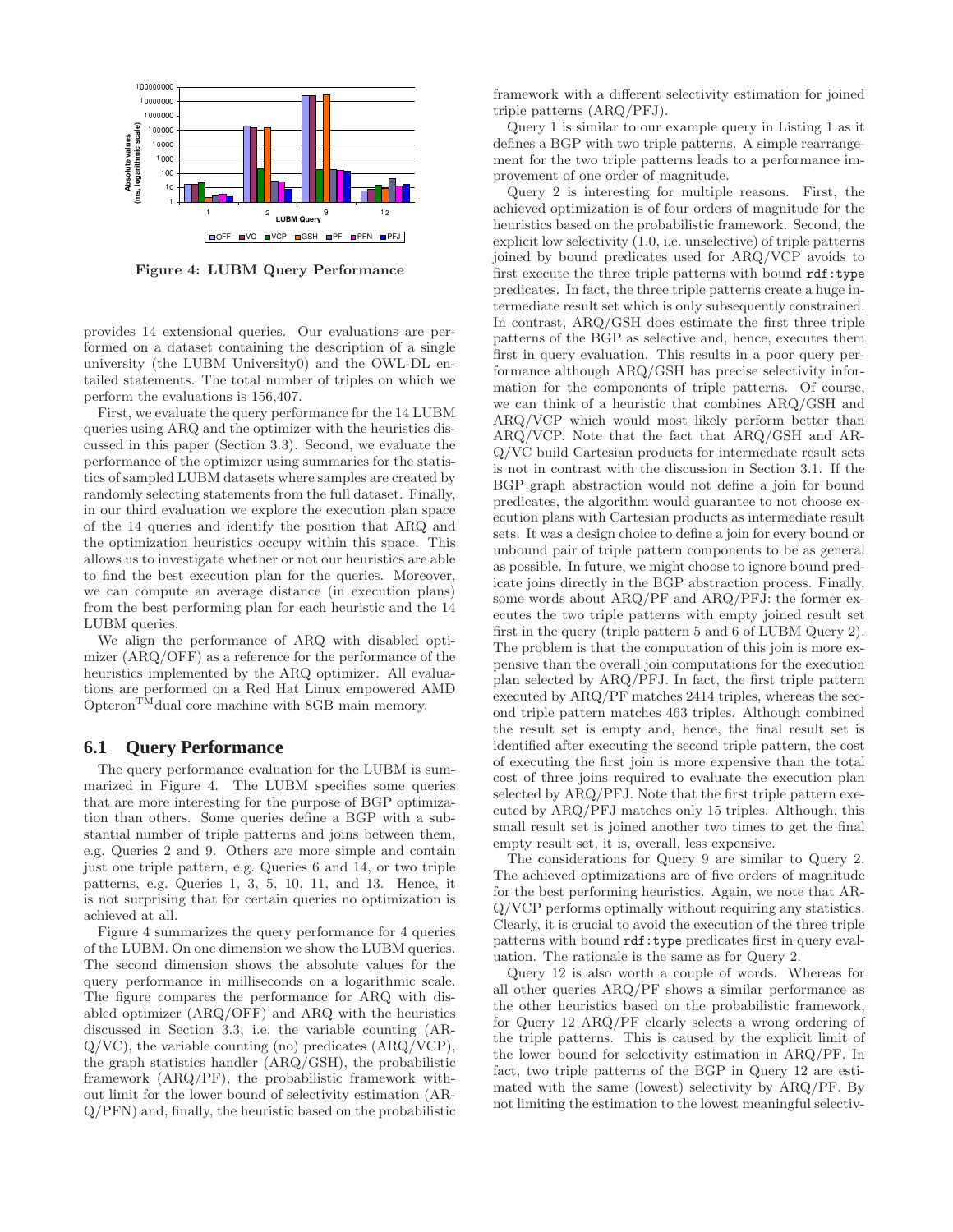Figure 4: LUBM Query Performance

provides 14 extensional queries. Our evaluations are performed on a dataset containing the description of a single university (the LUBM University0) and the OWL-DL entailed statements. The total number of triples on which we perform the evaluations is 156,407.

First, we evaluate the query performance for the 14 LUBM queries using ARQ and the optimizer with the heuristics discussed in this paper (Section 3.3). Second, we evaluate the performance of the optimizer using summaries for the statistics of sampled LUBM datasets where samples are created by randomly selecting statements from the full dataset. Finally, in our third evaluation we explore the execution plan space of the 14 queries and identify the position that ARQ and the optimization heuristics occupy within this space. This allows us to investigate whether or not our heuristics are able to find the best execution plan for the queries. Moreover, we can compute an average distance (in execution plans) from the best performing plan for each heuristic and the 14 LUBM queries.

We align the performance of ARQ with disabled optimizer (ARQ/OFF) as a reference for the performance of the heuristics implemented by the ARQ optimizer. All evaluations are performed on a Red Hat Linux empowered AMD Opteron™dual core machine with 8GB main memory.

## 6.1 Query Performance

The query performance evaluation for the LUBM is summarized in Figure 4. The LUBM specifies some queries that are more interesting for the purpose of BGP optimization than others. Some queries define a BGP with a substantial number of triple patterns and joins between them, e.g. Queries 2 and 9. Others are more simple and contain just one triple pattern, e.g. Queries 6 and 14, or two triple patterns, e.g. Queries 1, 3, 5, 10, 11, and 13. Hence, it is not surprising that for certain queries no optimization is achieved at all.

Figure 4 summarizes the query performance for 4 queries of the LUBM. On one dimension we show the LUBM queries. The second dimension shows the absolute values for the query performance in milliseconds on a logarithmic scale. The figure compares the performance for ARQ with disabled optimizer (ARQ/OFF) and ARQ with the heuristics discussed in Section 3.3, i.e. the variable counting (ARQ/VC), the variable counting (no) predicates (ARQ/VCP), the graph statistics handler (ARQ/GSH), the probabilistic framework (ARQ/PF), the probabilistic framework without limit for the lower bound of selectivity estimation (ARQ/PFN) and, finally, the heuristic based on the probabilistic framework with a different selectivity estimation for joined triple patterns (ARQ/PFJ).

Query 1 is similar to our example query in Listing 1 as it defines a BGP with two triple patterns. A simple rearrangement for the two triple patterns leads to a performance improvement of one order of magnitude.

Query 2 is interesting for multiple reasons. First, the achieved optimization is of four orders of magnitude for the heuristics based on the probabilistic framework. Second, the explicit low selectivity (1.0, i.e. unselective) of triple patterns joined by bound predicates used for ARQ/VCP avoids to first execute the three triple patterns with bound `rdf:type` predicates. In fact, the three triple patterns create a huge intermediate result set which is only subsequently constrained. In contrast, ARQ/GSH does estimate the first three triple patterns of the BGP as selective and, hence, executes them first in query evaluation. This results in a poor query performance although ARQ/GSH has precise selectivity information for the components of triple patterns. Of course, we can think of a heuristic that combines ARQ/GSH and ARQ/VCP which would most likely perform better than ARQ/VCP. Note that the fact that ARQ/GSH and ARQ/VC build Cartesian products for intermediate result sets is not in contrast with the discussion in Section 3.1. If the BGP graph abstraction would not define a join for bound predicates, the algorithm would guarantee to not choose execution plans with Cartesian products as intermediate result sets. It was a design choice to define a join for every bound or unbound pair of triple pattern components to be as general as possible. In future, we might choose to ignore bound predicate joins directly in the BGP abstraction process. Finally, some words about ARQ/PF and ARQ/PFJ: the former executes the two triple patterns with empty joined result set first in the query (triple pattern 5 and 6 of LUBM Query 2). The problem is that the computation of this join is more expensive than the overall join computations for the execution plan selected by ARQ/PFJ. In fact, the first triple pattern executed by ARQ/PF matches 2414 triples, whereas the second triple pattern matches 463 triples. Although combined the result set is empty and, hence, the final result set is identified after executing the second triple pattern, the cost of executing the first join is more expensive than the total cost of three joins required to evaluate the execution plan selected by ARQ/PFJ. Note that the first triple pattern executed by ARQ/PFJ matches only 15 triples. Although, this small result set is joined another two times to get the final empty result set, it is, overall, less expensive.

The considerations for Query 9 are similar to Query 2. The achieved optimizations are of five orders of magnitude for the best performing heuristics. Again, we note that ARQ/VCP performs optimally without requiring any statistics. Clearly, it is crucial to avoid the execution of the three triple patterns with bound `rdf:type` predicates first in query evaluation. The rationale is the same as for Query 2.

Query 12 is also worth a couple of words. Whereas for all other queries ARQ/PF shows a similar performance as the other heuristics based on the probabilistic framework, for Query 12 ARQ/PF clearly selects a wrong ordering of the triple patterns. This is caused by the explicit limit of the lower bound for selectivity estimation in ARQ/PF. In fact, two triple patterns of the BGP in Query 12 are estimated with the same (lowest) selectivity by ARQ/PF. By not limiting the estimation to the lowest meaningful selectiv-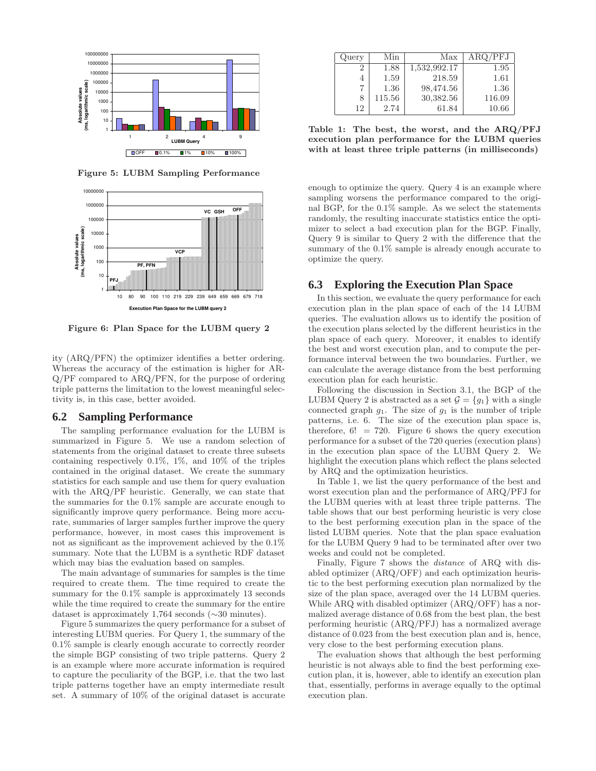Figure 5: LUBM Sampling Performance

Figure 6: Plan Space for the LUBM query 2

ity (ARQ/PFN) the optimizer identifies a better ordering. Whereas the accuracy of the estimation is higher for ARQ/PF compared to ARQ/PFN, for the purpose of ordering triple patterns the limitation to the lowest meaningful selectivity is, in this case, better avoided.

## 6.2 Sampling Performance

The sampling performance evaluation for the LUBM is summarized in Figure 5. We use a random selection of statements from the original dataset to create three subsets containing respectively 0.1%, 1%, and 10% of the triples contained in the original dataset. We create the summary statistics for each sample and use them for query evaluation with the ARQ/PF heuristic. Generally, we can state that the summaries for the 0.1% sample are accurate enough to significantly improve query performance. Being more accurate, summaries of larger samples further improve the query performance, however, in most cases this improvement is not as significant as the improvement achieved by the 0.1% summary. Note that the LUBM is a synthetic RDF dataset which may bias the evaluation based on samples.

The main advantage of summaries for samples is the time required to create them. The time required to create the summary for the 0.1% sample is approximately 13 seconds while the time required to create the summary for the entire dataset is approximately 1,764 seconds (∼30 minutes).

Figure 5 summarizes the query performance for a subset of interesting LUBM queries. For Query 1, the summary of the 0.1% sample is clearly enough accurate to correctly reorder the simple BGP consisting of two triple patterns. Query 2 is an example where more accurate information is required to capture the peculiarity of the BGP, i.e. that the two last triple patterns together have an empty intermediate result set. A summary of 10% of the original dataset is accurate enough to optimize the query. Query 4 is an example where sampling worsens the performance compared to the original BGP, for the 0.1% sample. As we select the statements randomly, the resulting inaccurate statistics entice the optimizer to select a bad execution plan for the BGP. Finally, Query 9 is similar to Query 2 with the difference that the summary of the 0.1% sample is already enough accurate to optimize the query.

| Query | Min | Max | ARQ/PFJ |
|---|---|---|---|
| 2 | 1.88 | 1,532,992.17 | 1.95 |
| 4 | 1.59 | 218.59 | 1.61 |
| 7 | 1.36 | 98,474.56 | 1.36 |
| 8 | 115.56 | 30,382.56 | 116.09 |
| 12 | 2.74 | 61.84 | 10.66 |

**Table 1: The best, the worst, and the ARQ/PFJ execution plan performance for the LUBM queries with at least three triple patterns (in milliseconds)**

## 6.3 Exploring the Execution Plan Space

In this section, we evaluate the query performance for each execution plan in the plan space of each of the 14 LUBM queries. The evaluation allows us to identify the position of the execution plans selected by the different heuristics in the plan space of each query. Moreover, it enables to identify the best and worst execution plan, and to compute the performance interval between the two boundaries. Further, we can calculate the average distance from the best performing execution plan for each heuristic.

Following the discussion in Section 3.1, the BGP of the LUBM Query 2 is abstracted as a set $\mathcal{G} = \{g_1\}$ with a single connected graph $g_1$. The size of $g_1$ is the number of triple patterns, i.e. 6. The size of the execution plan space is, therefore, $6! = 720$. Figure 6 shows the query execution performance for a subset of the 720 queries (execution plans) in the execution plan space of the LUBM Query 2. We highlight the execution plans which reflect the plans selected by ARQ and the optimization heuristics.

In Table 1, we list the query performance of the best and worst execution plan and the performance of ARQ/PFJ for the LUBM queries with at least three triple patterns. The table shows that our best performing heuristic is very close to the best performing execution plan in the space of the listed LUBM queries. Note that the plan space evaluation for the LUBM Query 9 had to be terminated after over two weeks and could not be completed.

Finally, Figure 7 shows the *distance* of ARQ with disabled optimizer (ARQ/OFF) and each optimization heuristic to the best performing execution plan normalized by the size of the plan space, averaged over the 14 LUBM queries. While ARQ with disabled optimizer (ARQ/OFF) has a normalized average distance of 0.68 from the best plan, the best performing heuristic (ARQ/PFJ) has a normalized average distance of 0.023 from the best execution plan and is, hence, very close to the best performing execution plans.

The evaluation shows that although the best performing heuristic is not always able to find the best performing execution plan, it is, however, able to identify an execution plan that, essentially, performs in average equally to the optimal execution plan.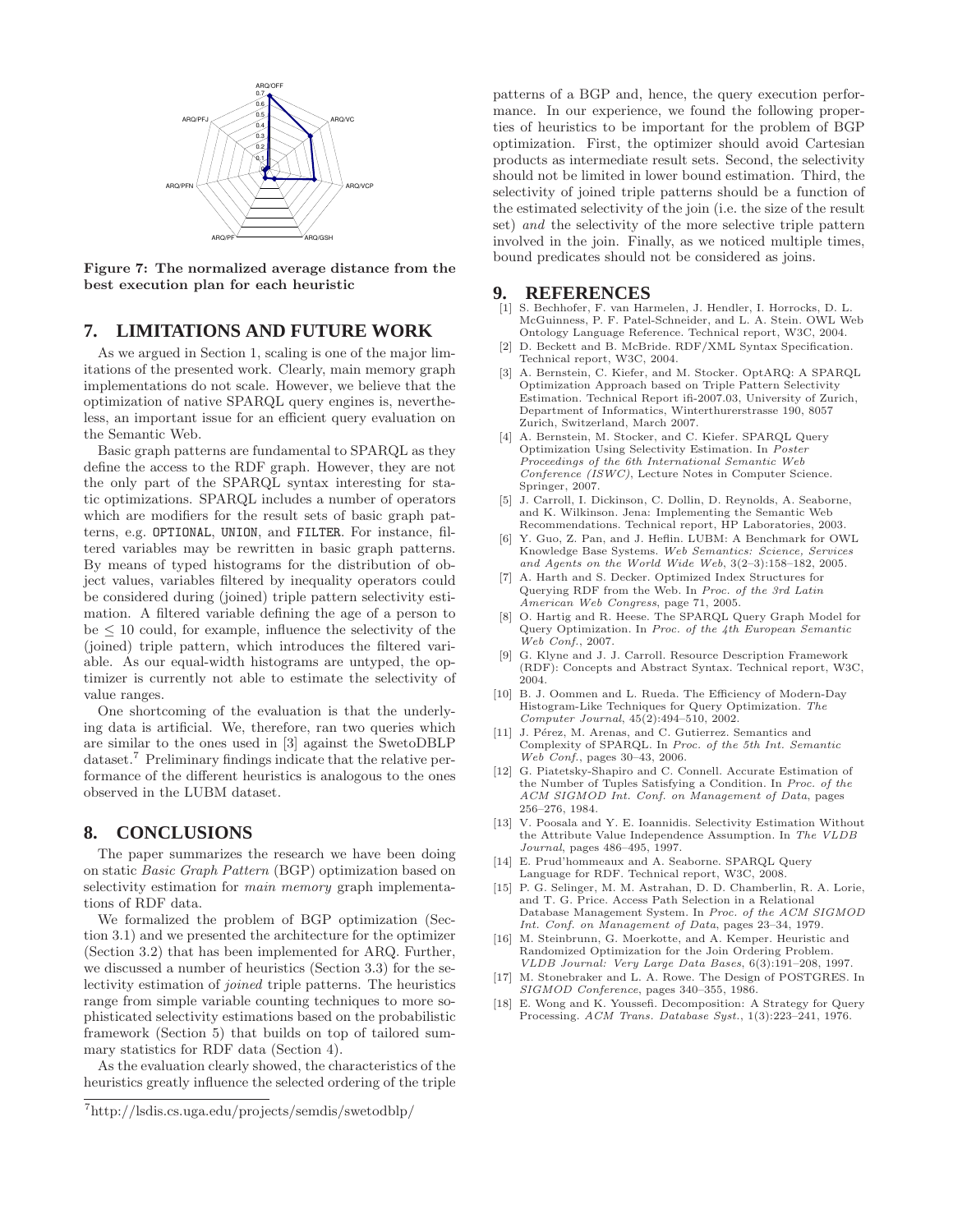ARQ/OFF
0.7
0.6
0.5
0.4
0.3
0.2
0.1
0
ARQ/VC
ARQ/VCP
ARQ/GSH
ARQ/PF
ARQ/PFN
ARQ/PFJ

**Figure 7: The normalized average distance from the best execution plan for each heuristic**

## 7. LIMITATIONS AND FUTURE WORK

As we argued in Section 1, scaling is one of the major limitations of the presented work. Clearly, main memory graph implementations do not scale. However, we believe that the optimization of native SPARQL query engines is, nevertheless, an important issue for an efficient query evaluation on the Semantic Web.

Basic graph patterns are fundamental to SPARQL as they define the access to the RDF graph. However, they are not the only part of the SPARQL syntax interesting for static optimizations. SPARQL includes a number of operators which are modifiers for the result sets of basic graph patterns, e.g. `OPTIONAL`, `UNION`, and `FILTER`. For instance, filtered variables may be rewritten in basic graph patterns. By means of typed histograms for the distribution of object values, variables filtered by inequality operators could be considered during (joined) triple pattern selectivity estimation. A filtered variable defining the age of a person to be $\leq 10$ could, for example, influence the selectivity of the (joined) triple pattern, which introduces the filtered variable. As our equal-width histograms are untyped, the optimizer is currently not able to estimate the selectivity of value ranges.

One shortcoming of the evaluation is that the underlying data is artificial. We, therefore, ran two queries which are similar to the ones used in [3] against the SwetoDBLP dataset.[7] Preliminary findings indicate that the relative performance of the different heuristics is analogous to the ones observed in the LUBM dataset.

## 8. CONCLUSIONS

The paper summarizes the research we have been doing on static *Basic Graph Pattern* (BGP) optimization based on selectivity estimation for *main memory* graph implementations of RDF data.

We formalized the problem of BGP optimization (Section 3.1) and we presented the architecture for the optimizer (Section 3.2) that has been implemented for ARQ. Further, we discussed a number of heuristics (Section 3.3) for the selectivity estimation of *joined* triple patterns. The heuristics range from simple variable counting techniques to more sophisticated selectivity estimations based on the probabilistic framework (Section 5) that builds on top of tailored summary statistics for RDF data (Section 4).

As the evaluation clearly showed, the characteristics of the heuristics greatly influence the selected ordering of the triple patterns of a BGP and, hence, the query execution performance. In our experience, we found the following properties of heuristics to be important for the problem of BGP optimization. First, the optimizer should avoid Cartesian products as intermediate result sets. Second, the selectivity should not be limited in lower bound estimation. Third, the selectivity of joined triple patterns should be a function of the estimated selectivity of the join (i.e. the size of the result set) *and* the selectivity of the more selective triple pattern involved in the join. Finally, as we noticed multiple times, bound predicates should not be considered as joins.

[7] http://lsdis.cs.uga.edu/projects/semdis/swetodblp/

## 9. REFERENCES

[1] S. Bechhofer, F. van Harmelen, J. Hendler, I. Horrocks, D. L. McGuinness, P. F. Patel-Schneider, and L. A. Stein. OWL Web Ontology Language Reference. Technical report, W3C, 2004.

[2] D. Beckett and B. McBride. RDF/XML Syntax Specification. Technical report, W3C, 2004.

[3] A. Bernstein, C. Kiefer, and M. Stocker. OptARQ: A SPARQL Optimization Approach based on Triple Pattern Selectivity Estimation. Technical Report ifi-2007.03, University of Zurich, Department of Informatics, Winterthurerstrasse 190, 8057 Zurich, Switzerland, March 2007.

[4] A. Bernstein, M. Stocker, and C. Kiefer. SPARQL Query Optimization Using Selectivity Estimation. In *Poster Proceedings of the 6th International Semantic Web Conference (ISWC)*, Lecture Notes in Computer Science. Springer, 2007.

[5] J. Carroll, I. Dickinson, C. Dollin, D. Reynolds, A. Seaborne, and K. Wilkinson. Jena: Implementing the Semantic Web Recommendations. Technical report, HP Laboratories, 2003.

[6] Y. Guo, Z. Pan, and J. Heflin. LUBM: A Benchmark for OWL Knowledge Base Systems. *Web Semantics: Science, Services and Agents on the World Wide Web*, 3(2–3):158–182, 2005.

[7] A. Harth and S. Decker. Optimized Index Structures for Querying RDF from the Web. In *Proc. of the 3rd Latin American Web Congress*, page 71, 2005.

[8] O. Hartig and R. Heese. The SPARQL Query Graph Model for Query Optimization. In *Proc. of the 4th European Semantic Web Conf.*, 2007.

[9] G. Klyne and J. J. Carroll. Resource Description Framework (RDF): Concepts and Abstract Syntax. Technical report, W3C, 2004.

[10] B. J. Oommen and L. Rueda. The Efficiency of Modern-Day Histogram-Like Techniques for Query Optimization. *The Computer Journal*, 45(2):494–510, 2002.

[11] J. Pérez, M. Arenas, and C. Gutierrez. Semantics and Complexity of SPARQL. In *Proc. of the 5th Int. Semantic Web Conf.*, pages 30–43, 2006.

[12] G. Piatetsky-Shapiro and C. Connell. Accurate Estimation of the Number of Tuples Satisfying a Condition. In *Proc. of the ACM SIGMOD Int. Conf. on Management of Data*, pages 256–276, 1984.

[13] V. Poosala and Y. E. Ioannidis. Selectivity Estimation Without the Attribute Value Independence Assumption. In *The VLDB Journal*, pages 486–495, 1997.

[14] E. Prud'hommeaux and A. Seaborne. SPARQL Query Language for RDF. Technical report, W3C, 2008.

[15] P. G. Selinger, M. M. Astrahan, D. D. Chamberlin, R. A. Lorie, and T. G. Price. Access Path Selection in a Relational Database Management System. In *Proc. of the ACM SIGMOD Int. Conf. on Management of Data*, pages 23–34, 1979.

[16] M. Steinbrunn, G. Moerkotte, and A. Kemper. Heuristic and Randomized Optimization for the Join Ordering Problem. *VLDB Journal: Very Large Data Bases*, 6(3):191–208, 1997.

[17] M. Stonebraker and L. A. Rowe. The Design of POSTGRES. In *SIGMOD Conference*, pages 340–355, 1986.

[18] E. Wong and K. Youssefi. Decomposition: A Strategy for Query Processing. *ACM Trans. Database Syst.*, 1(3):223–241, 1976.